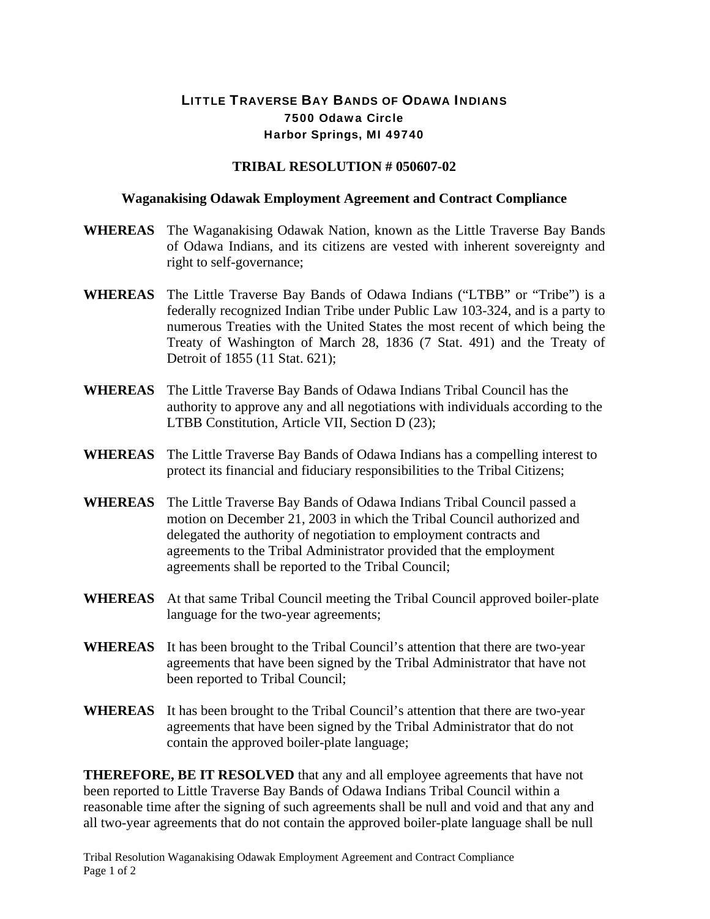# LITTLE TRAVERSE BAY BANDS OF ODAWA INDIANS
**7500 Odawa Circle**
**Harbor Springs, MI 49740**

## TRIBAL RESOLUTION # 050607-02

### Waganakising Odawak Employment Agreement and Contract Compliance

**WHEREAS** The Waganakising Odawak Nation, known as the Little Traverse Bay Bands of Odawa Indians, and its citizens are vested with inherent sovereignty and right to self-governance;

**WHEREAS** The Little Traverse Bay Bands of Odawa Indians ("LTBB" or "Tribe") is a federally recognized Indian Tribe under Public Law 103-324, and is a party to numerous Treaties with the United States the most recent of which being the Treaty of Washington of March 28, 1836 (7 Stat. 491) and the Treaty of Detroit of 1855 (11 Stat. 621);

**WHEREAS** The Little Traverse Bay Bands of Odawa Indians Tribal Council has the authority to approve any and all negotiations with individuals according to the LTBB Constitution, Article VII, Section D (23);

**WHEREAS** The Little Traverse Bay Bands of Odawa Indians has a compelling interest to protect its financial and fiduciary responsibilities to the Tribal Citizens;

**WHEREAS** The Little Traverse Bay Bands of Odawa Indians Tribal Council passed a motion on December 21, 2003 in which the Tribal Council authorized and delegated the authority of negotiation to employment contracts and agreements to the Tribal Administrator provided that the employment agreements shall be reported to the Tribal Council;

**WHEREAS** At that same Tribal Council meeting the Tribal Council approved boiler-plate language for the two-year agreements;

**WHEREAS** It has been brought to the Tribal Council's attention that there are two-year agreements that have been signed by the Tribal Administrator that have not been reported to Tribal Council;

**WHEREAS** It has been brought to the Tribal Council's attention that there are two-year agreements that have been signed by the Tribal Administrator that do not contain the approved boiler-plate language;

**THEREFORE, BE IT RESOLVED** that any and all employee agreements that have not been reported to Little Traverse Bay Bands of Odawa Indians Tribal Council within a reasonable time after the signing of such agreements shall be null and void and that any and all two-year agreements that do not contain the approved boiler-plate language shall be null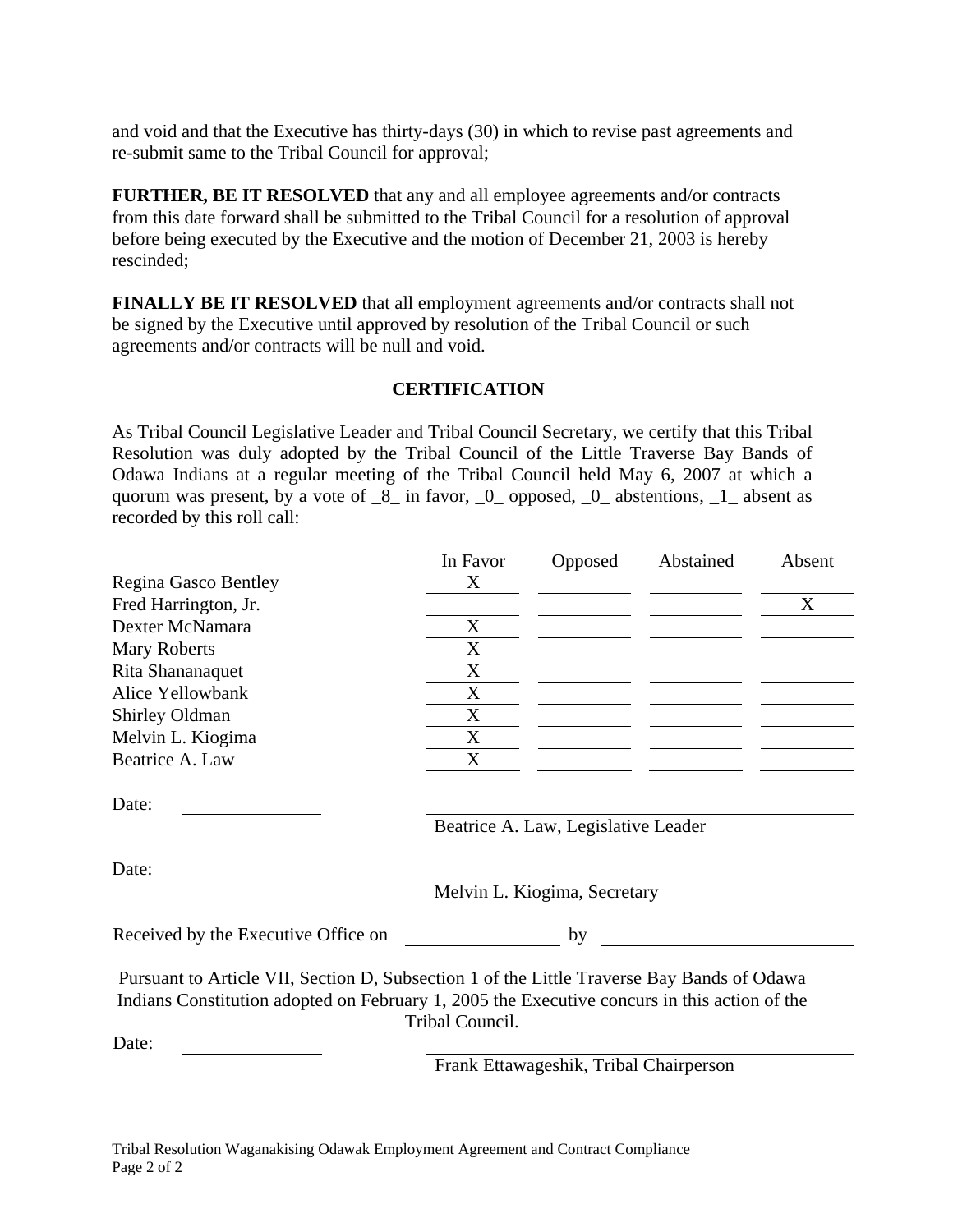and void and that the Executive has thirty-days (30) in which to revise past agreements and re-submit same to the Tribal Council for approval;

**FURTHER, BE IT RESOLVED** that any and all employee agreements and/or contracts from this date forward shall be submitted to the Tribal Council for a resolution of approval before being executed by the Executive and the motion of December 21, 2003 is hereby rescinded;

**FINALLY BE IT RESOLVED** that all employment agreements and/or contracts shall not be signed by the Executive until approved by resolution of the Tribal Council or such agreements and/or contracts will be null and void.

## CERTIFICATION

As Tribal Council Legislative Leader and Tribal Council Secretary, we certify that this Tribal Resolution was duly adopted by the Tribal Council of the Little Traverse Bay Bands of Odawa Indians at a regular meeting of the Tribal Council held May 6, 2007 at which a quorum was present, by a vote of _8_ in favor, _0_ opposed, _0_ abstentions, _1_ absent as recorded by this roll call:

| | In Favor | Opposed | Abstained | Absent |
|---|---|---|---|---|
| Regina Gasco Bentley | X | | | |
| Fred Harrington, Jr. | | | | X |
| Dexter McNamara | X | | | |
| Mary Roberts | X | | | |
| Rita Shananaquet | X | | | |
| Alice Yellowbank | X | | | |
| Shirley Oldman | X | | | |
| Melvin L. Kiogima | X | | | |
| Beatrice A. Law | X | | | |

Date: ______________

______________________________
Beatrice A. Law, Legislative Leader

Date: ______________

______________________________
Melvin L. Kiogima, Secretary

Received by the Executive Office on ______________ by ______________________

Pursuant to Article VII, Section D, Subsection 1 of the Little Traverse Bay Bands of Odawa Indians Constitution adopted on February 1, 2005 the Executive concurs in this action of the Tribal Council.

Date: ______________

______________________________
Frank Ettawageshik, Tribal Chairperson

Tribal Resolution Waganakising Odawak Employment Agreement and Contract Compliance